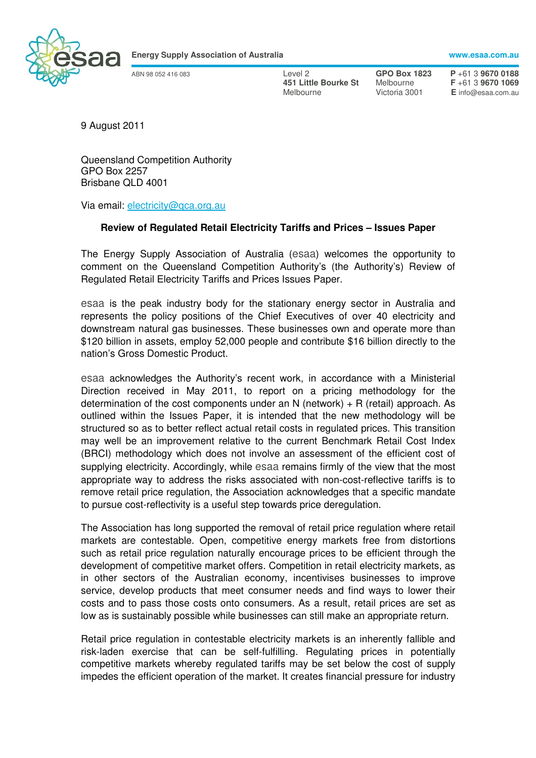**Energy Supply Association of Australia** www.esaa.com.au

ABN 98 052 416 083

Level 2
**451 Little Bourke St**
Melbourne

**GPO Box 1823**
Melbourne
Victoria 3001

**P** +61 3 **9670 0188**
**F** +61 3 **9670 1069**
**E** info@esaa.com.au

9 August 2011

Queensland Competition Authority
GPO Box 2257
Brisbane QLD 4001

Via email: electricity@qca.org.au

**Review of Regulated Retail Electricity Tariffs and Prices – Issues Paper**

The Energy Supply Association of Australia (esaa) welcomes the opportunity to comment on the Queensland Competition Authority's (the Authority's) Review of Regulated Retail Electricity Tariffs and Prices Issues Paper.

esaa is the peak industry body for the stationary energy sector in Australia and represents the policy positions of the Chief Executives of over 40 electricity and downstream natural gas businesses. These businesses own and operate more than $120 billion in assets, employ 52,000 people and contribute $16 billion directly to the nation's Gross Domestic Product.

esaa acknowledges the Authority's recent work, in accordance with a Ministerial Direction received in May 2011, to report on a pricing methodology for the determination of the cost components under an N (network) + R (retail) approach. As outlined within the Issues Paper, it is intended that the new methodology will be structured so as to better reflect actual retail costs in regulated prices. This transition may well be an improvement relative to the current Benchmark Retail Cost Index (BRCI) methodology which does not involve an assessment of the efficient cost of supplying electricity. Accordingly, while esaa remains firmly of the view that the most appropriate way to address the risks associated with non-cost-reflective tariffs is to remove retail price regulation, the Association acknowledges that a specific mandate to pursue cost-reflectivity is a useful step towards price deregulation.

The Association has long supported the removal of retail price regulation where retail markets are contestable. Open, competitive energy markets free from distortions such as retail price regulation naturally encourage prices to be efficient through the development of competitive market offers. Competition in retail electricity markets, as in other sectors of the Australian economy, incentivises businesses to improve service, develop products that meet consumer needs and find ways to lower their costs and to pass those costs onto consumers. As a result, retail prices are set as low as is sustainably possible while businesses can still make an appropriate return.

Retail price regulation in contestable electricity markets is an inherently fallible and risk-laden exercise that can be self-fulfilling. Regulating prices in potentially competitive markets whereby regulated tariffs may be set below the cost of supply impedes the efficient operation of the market. It creates financial pressure for industry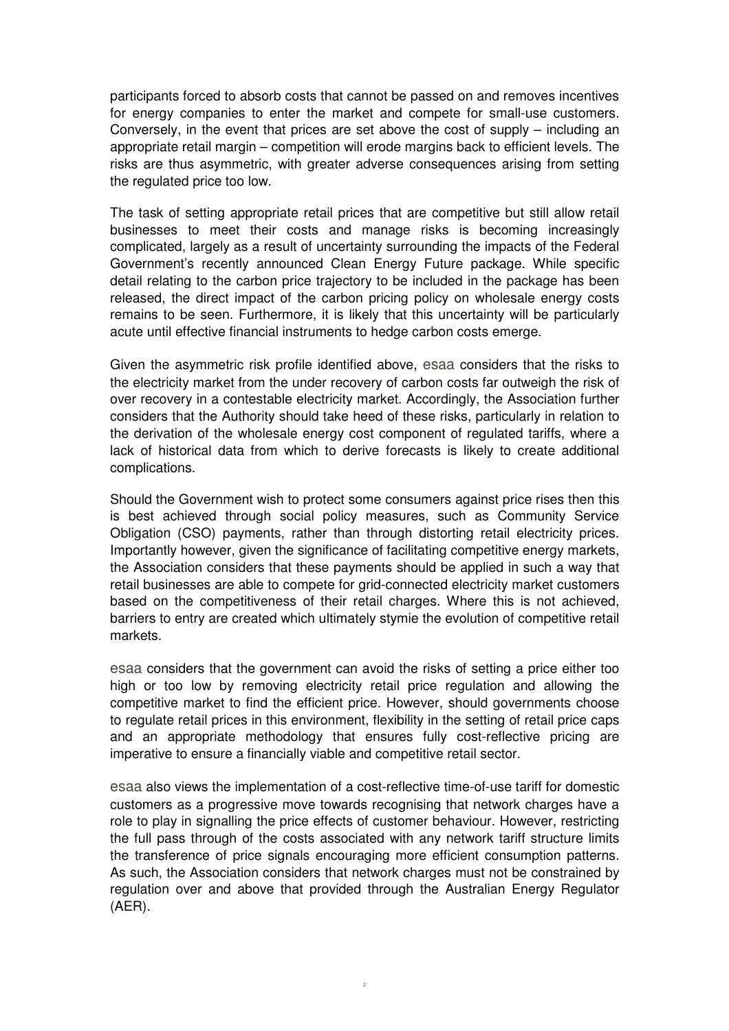participants forced to absorb costs that cannot be passed on and removes incentives for energy companies to enter the market and compete for small-use customers. Conversely, in the event that prices are set above the cost of supply – including an appropriate retail margin – competition will erode margins back to efficient levels. The risks are thus asymmetric, with greater adverse consequences arising from setting the regulated price too low.

The task of setting appropriate retail prices that are competitive but still allow retail businesses to meet their costs and manage risks is becoming increasingly complicated, largely as a result of uncertainty surrounding the impacts of the Federal Government's recently announced Clean Energy Future package. While specific detail relating to the carbon price trajectory to be included in the package has been released, the direct impact of the carbon pricing policy on wholesale energy costs remains to be seen. Furthermore, it is likely that this uncertainty will be particularly acute until effective financial instruments to hedge carbon costs emerge.

Given the asymmetric risk profile identified above, esaa considers that the risks to the electricity market from the under recovery of carbon costs far outweigh the risk of over recovery in a contestable electricity market. Accordingly, the Association further considers that the Authority should take heed of these risks, particularly in relation to the derivation of the wholesale energy cost component of regulated tariffs, where a lack of historical data from which to derive forecasts is likely to create additional complications.

Should the Government wish to protect some consumers against price rises then this is best achieved through social policy measures, such as Community Service Obligation (CSO) payments, rather than through distorting retail electricity prices. Importantly however, given the significance of facilitating competitive energy markets, the Association considers that these payments should be applied in such a way that retail businesses are able to compete for grid-connected electricity market customers based on the competitiveness of their retail charges. Where this is not achieved, barriers to entry are created which ultimately stymie the evolution of competitive retail markets.

esaa considers that the government can avoid the risks of setting a price either too high or too low by removing electricity retail price regulation and allowing the competitive market to find the efficient price. However, should governments choose to regulate retail prices in this environment, flexibility in the setting of retail price caps and an appropriate methodology that ensures fully cost-reflective pricing are imperative to ensure a financially viable and competitive retail sector.

esaa also views the implementation of a cost-reflective time-of-use tariff for domestic customers as a progressive move towards recognising that network charges have a role to play in signalling the price effects of customer behaviour. However, restricting the full pass through of the costs associated with any network tariff structure limits the transference of price signals encouraging more efficient consumption patterns. As such, the Association considers that network charges must not be constrained by regulation over and above that provided through the Australian Energy Regulator (AER).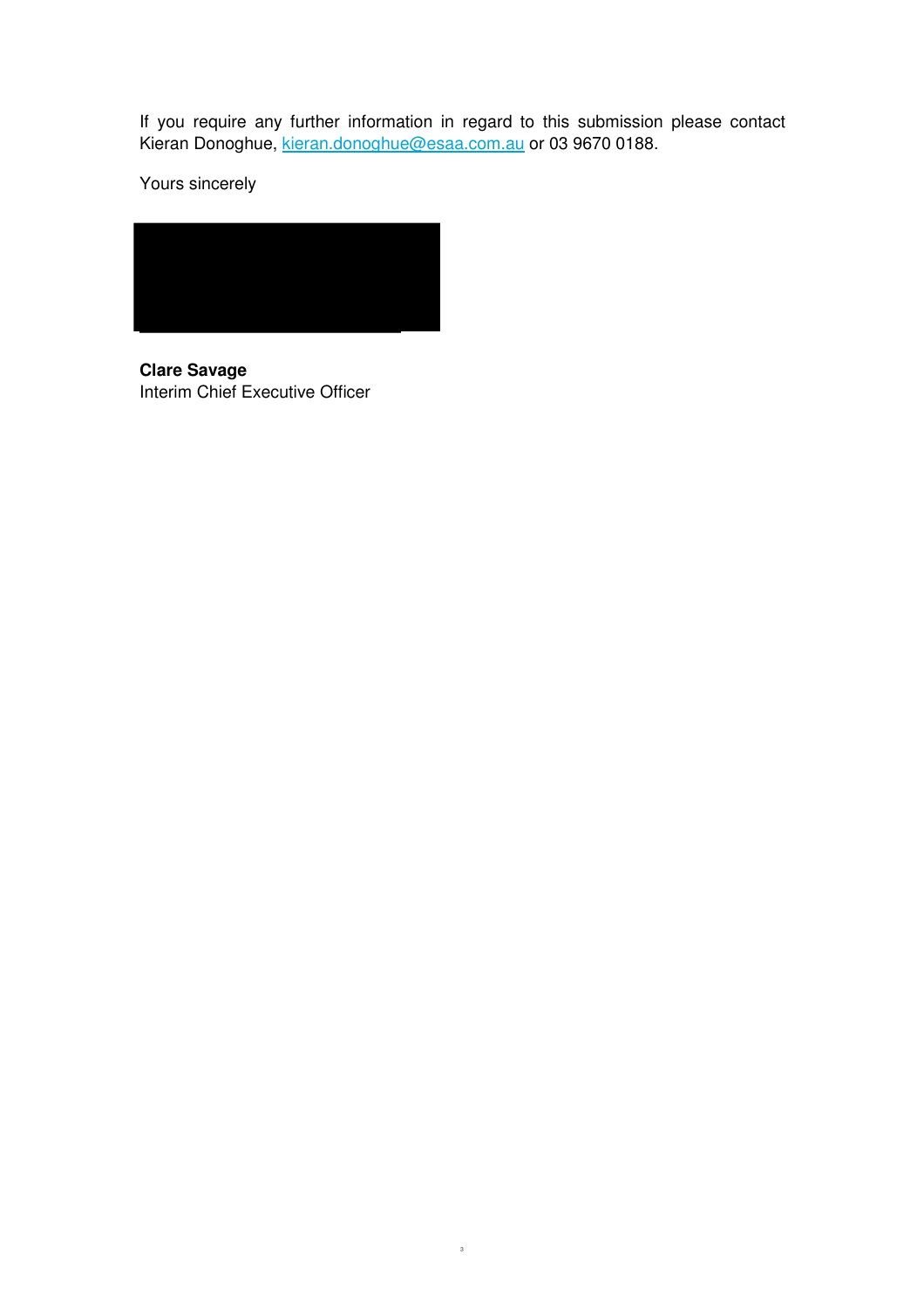If you require any further information in regard to this submission please contact Kieran Donoghue, kieran.donoghue@esaa.com.au or 03 9670 0188.

Yours sincerely

**Clare Savage**
Interim Chief Executive Officer